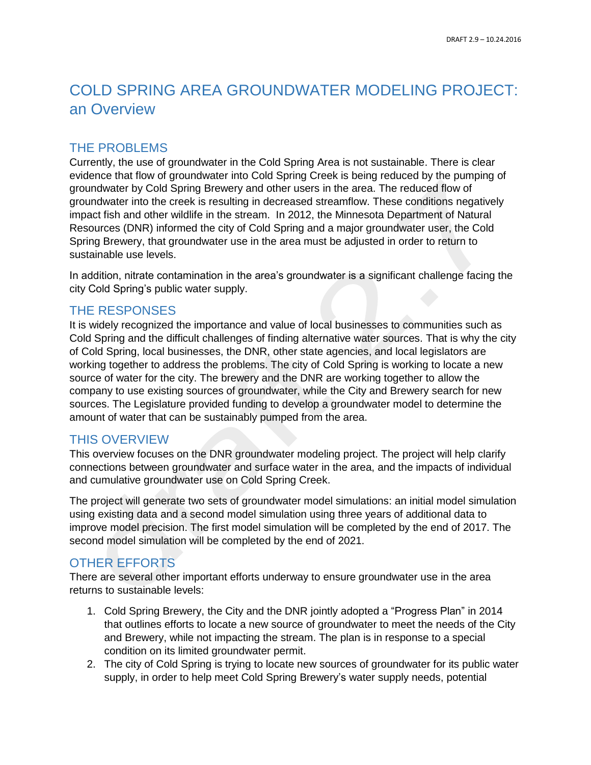# COLD SPRING AREA GROUNDWATER MODELING PROJECT: an Overview

## THE PROBLEMS

Currently, the use of groundwater in the Cold Spring Area is not sustainable. There is clear evidence that flow of groundwater into Cold Spring Creek is being reduced by the pumping of groundwater by Cold Spring Brewery and other users in the area. The reduced flow of groundwater into the creek is resulting in decreased streamflow. These conditions negatively impact fish and other wildlife in the stream. In 2012, the Minnesota Department of Natural Resources (DNR) informed the city of Cold Spring and a major groundwater user, the Cold Spring Brewery, that groundwater use in the area must be adjusted in order to return to sustainable use levels.

In addition, nitrate contamination in the area's groundwater is a significant challenge facing the city Cold Spring's public water supply.

## THE RESPONSES

It is widely recognized the importance and value of local businesses to communities such as Cold Spring and the difficult challenges of finding alternative water sources. That is why the city of Cold Spring, local businesses, the DNR, other state agencies, and local legislators are working together to address the problems. The city of Cold Spring is working to locate a new source of water for the city. The brewery and the DNR are working together to allow the company to use existing sources of groundwater, while the City and Brewery search for new sources. The Legislature provided funding to develop a groundwater model to determine the amount of water that can be sustainably pumped from the area.

## THIS OVERVIEW

This overview focuses on the DNR groundwater modeling project. The project will help clarify connections between groundwater and surface water in the area, and the impacts of individual and cumulative groundwater use on Cold Spring Creek.

The project will generate two sets of groundwater model simulations: an initial model simulation using existing data and a second model simulation using three years of additional data to improve model precision. The first model simulation will be completed by the end of 2017. The second model simulation will be completed by the end of 2021.

## OTHER EFFORTS

There are several other important efforts underway to ensure groundwater use in the area returns to sustainable levels:

1. Cold Spring Brewery, the City and the DNR jointly adopted a "Progress Plan" in 2014 that outlines efforts to locate a new source of groundwater to meet the needs of the City and Brewery, while not impacting the stream. The plan is in response to a special condition on its limited groundwater permit.
2. The city of Cold Spring is trying to locate new sources of groundwater for its public water supply, in order to help meet Cold Spring Brewery's water supply needs, potential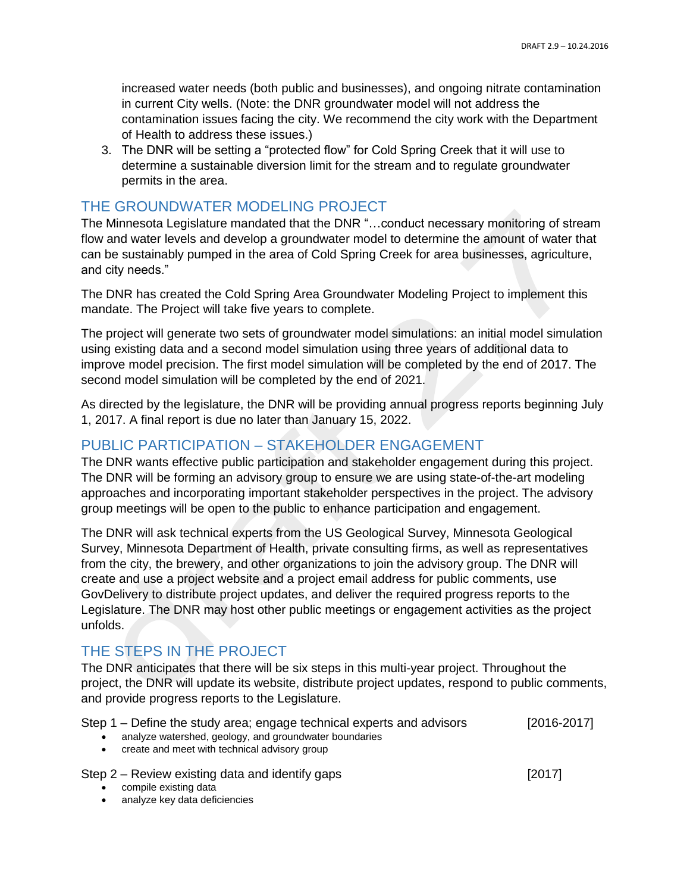increased water needs (both public and businesses), and ongoing nitrate contamination in current City wells. (Note: the DNR groundwater model will not address the contamination issues facing the city. We recommend the city work with the Department of Health to address these issues.)

3. The DNR will be setting a "protected flow" for Cold Spring Creek that it will use to determine a sustainable diversion limit for the stream and to regulate groundwater permits in the area.

## THE GROUNDWATER MODELING PROJECT

The Minnesota Legislature mandated that the DNR "…conduct necessary monitoring of stream flow and water levels and develop a groundwater model to determine the amount of water that can be sustainably pumped in the area of Cold Spring Creek for area businesses, agriculture, and city needs."

The DNR has created the Cold Spring Area Groundwater Modeling Project to implement this mandate. The Project will take five years to complete.

The project will generate two sets of groundwater model simulations: an initial model simulation using existing data and a second model simulation using three years of additional data to improve model precision. The first model simulation will be completed by the end of 2017. The second model simulation will be completed by the end of 2021.

As directed by the legislature, the DNR will be providing annual progress reports beginning July 1, 2017. A final report is due no later than January 15, 2022.

## PUBLIC PARTICIPATION – STAKEHOLDER ENGAGEMENT

The DNR wants effective public participation and stakeholder engagement during this project. The DNR will be forming an advisory group to ensure we are using state-of-the-art modeling approaches and incorporating important stakeholder perspectives in the project. The advisory group meetings will be open to the public to enhance participation and engagement.

The DNR will ask technical experts from the US Geological Survey, Minnesota Geological Survey, Minnesota Department of Health, private consulting firms, as well as representatives from the city, the brewery, and other organizations to join the advisory group. The DNR will create and use a project website and a project email address for public comments, use GovDelivery to distribute project updates, and deliver the required progress reports to the Legislature. The DNR may host other public meetings or engagement activities as the project unfolds.

## THE STEPS IN THE PROJECT

The DNR anticipates that there will be six steps in this multi-year project. Throughout the project, the DNR will update its website, distribute project updates, respond to public comments, and provide progress reports to the Legislature.

Step 1 – Define the study area; engage technical experts and advisors [2016-2017]

- analyze watershed, geology, and groundwater boundaries
- create and meet with technical advisory group

Step 2 – Review existing data and identify gaps [2017]

- compile existing data
- analyze key data deficiencies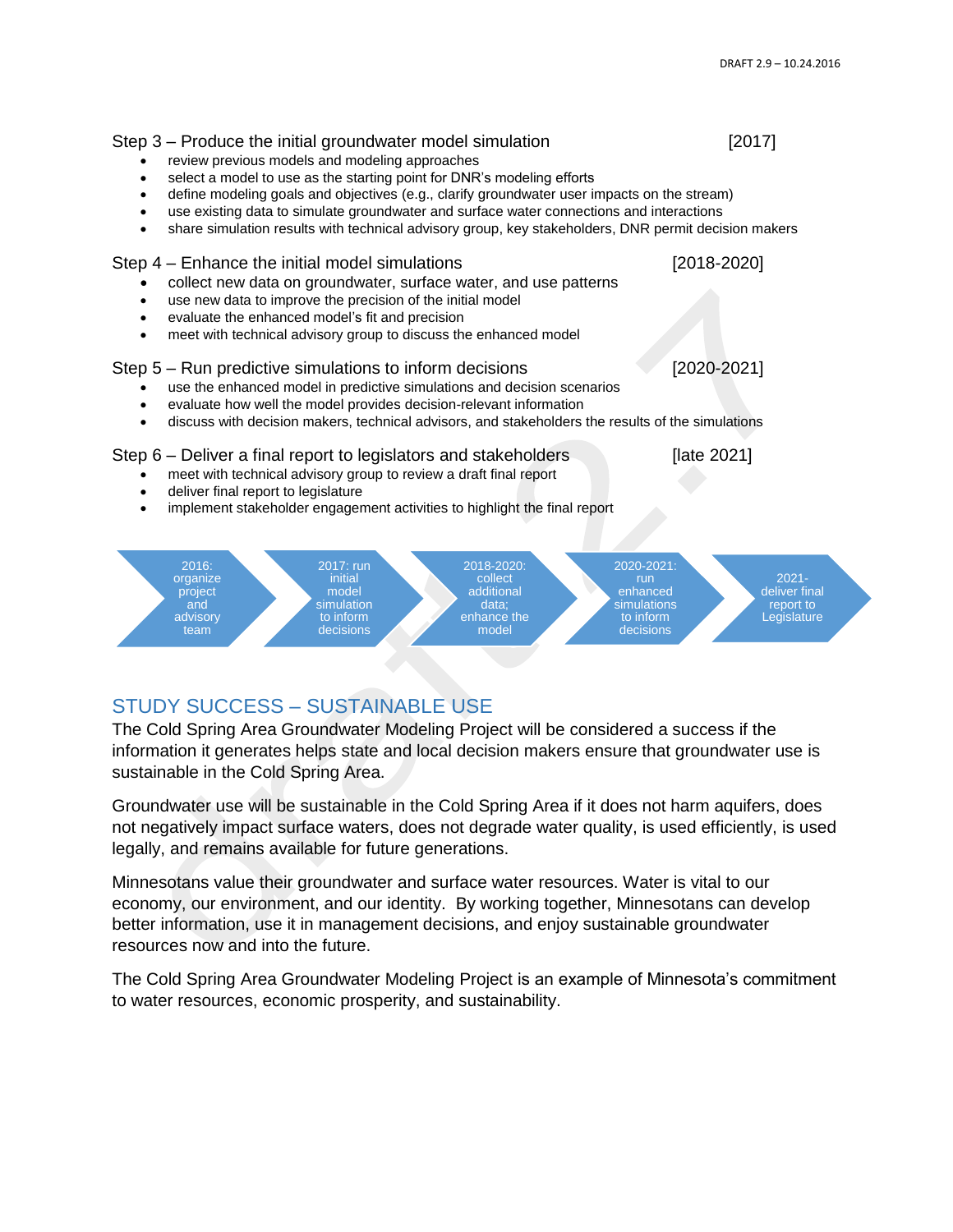Step 3 – Produce the initial groundwater model simulation [2017]

- review previous models and modeling approaches
- select a model to use as the starting point for DNR's modeling efforts
- define modeling goals and objectives (e.g., clarify groundwater user impacts on the stream)
- use existing data to simulate groundwater and surface water connections and interactions
- share simulation results with technical advisory group, key stakeholders, DNR permit decision makers

Step 4 – Enhance the initial model simulations [2018-2020]

- collect new data on groundwater, surface water, and use patterns
- use new data to improve the precision of the initial model
- evaluate the enhanced model's fit and precision
- meet with technical advisory group to discuss the enhanced model

Step 5 – Run predictive simulations to inform decisions [2020-2021]

- use the enhanced model in predictive simulations and decision scenarios
- evaluate how well the model provides decision-relevant information
- discuss with decision makers, technical advisors, and stakeholders the results of the simulations

Step 6 – Deliver a final report to legislators and stakeholders [late 2021]

- meet with technical advisory group to review a draft final report
- deliver final report to legislature
- implement stakeholder engagement activities to highlight the final report

2016: organize project and advisory team

2017: run initial model simulation to inform decisions

2018-2020: collect additional data; enhance the model

2020-2021: run enhanced simulations to inform decisions

2021- deliver final report to Legislature

## STUDY SUCCESS – SUSTAINABLE USE

The Cold Spring Area Groundwater Modeling Project will be considered a success if the information it generates helps state and local decision makers ensure that groundwater use is sustainable in the Cold Spring Area.

Groundwater use will be sustainable in the Cold Spring Area if it does not harm aquifers, does not negatively impact surface waters, does not degrade water quality, is used efficiently, is used legally, and remains available for future generations.

Minnesotans value their groundwater and surface water resources. Water is vital to our economy, our environment, and our identity. By working together, Minnesotans can develop better information, use it in management decisions, and enjoy sustainable groundwater resources now and into the future.

The Cold Spring Area Groundwater Modeling Project is an example of Minnesota's commitment to water resources, economic prosperity, and sustainability.